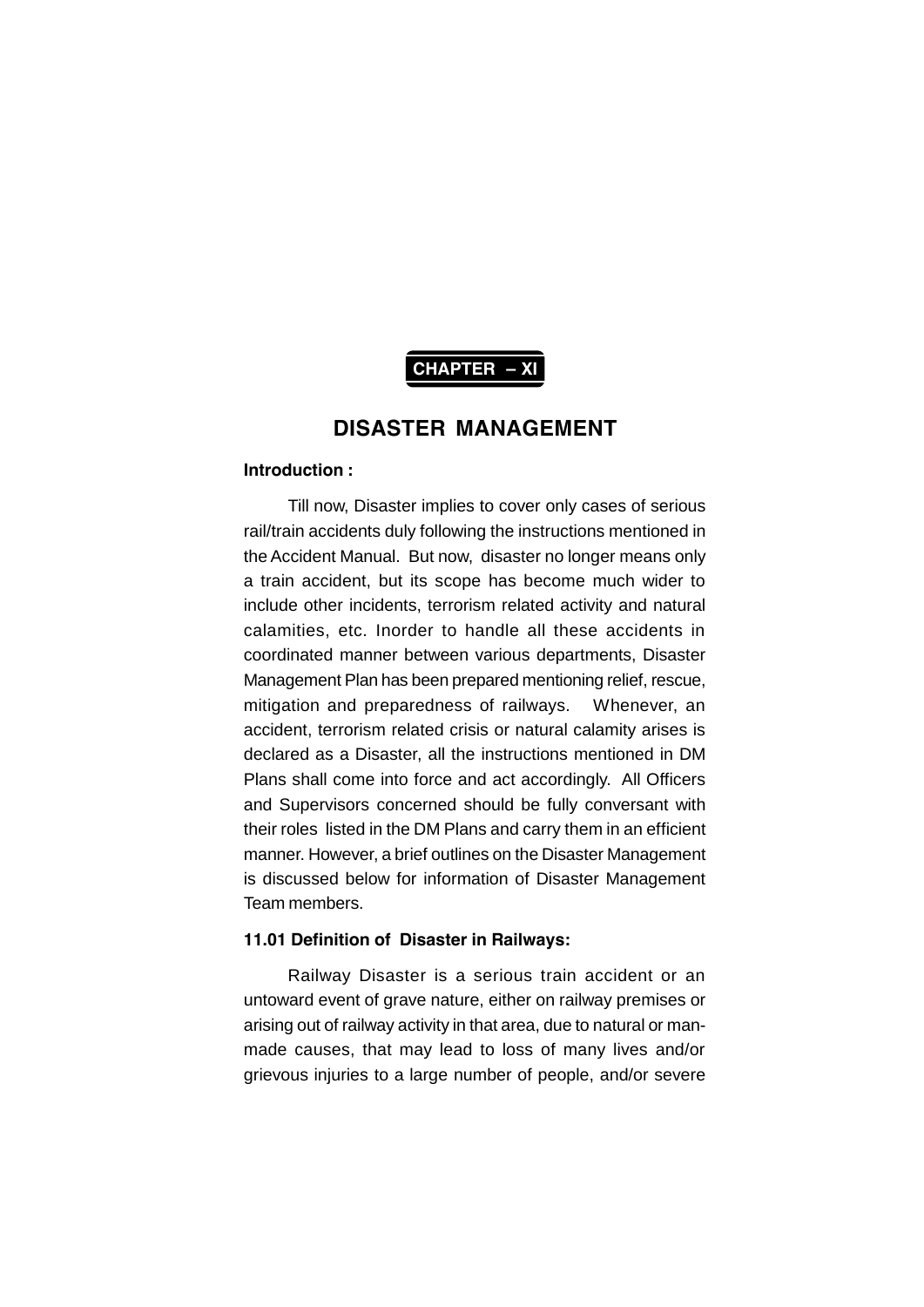**CHAPTER – XI**

# DISASTER MANAGEMENT

**Introduction :**

Till now, Disaster implies to cover only cases of serious rail/train accidents duly following the instructions mentioned in the Accident Manual. But now, disaster no longer means only a train accident, but its scope has become much wider to include other incidents, terrorism related activity and natural calamities, etc. Inorder to handle all these accidents in coordinated manner between various departments, Disaster Management Plan has been prepared mentioning relief, rescue, mitigation and preparedness of railways. Whenever, an accident, terrorism related crisis or natural calamity arises is declared as a Disaster, all the instructions mentioned in DM Plans shall come into force and act accordingly. All Officers and Supervisors concerned should be fully conversant with their roles listed in the DM Plans and carry them in an efficient manner. However, a brief outlines on the Disaster Management is discussed below for information of Disaster Management Team members.

**11.01 Definition of Disaster in Railways:**

Railway Disaster is a serious train accident or an untoward event of grave nature, either on railway premises or arising out of railway activity in that area, due to natural or man-made causes, that may lead to loss of many lives and/or grievous injuries to a large number of people, and/or severe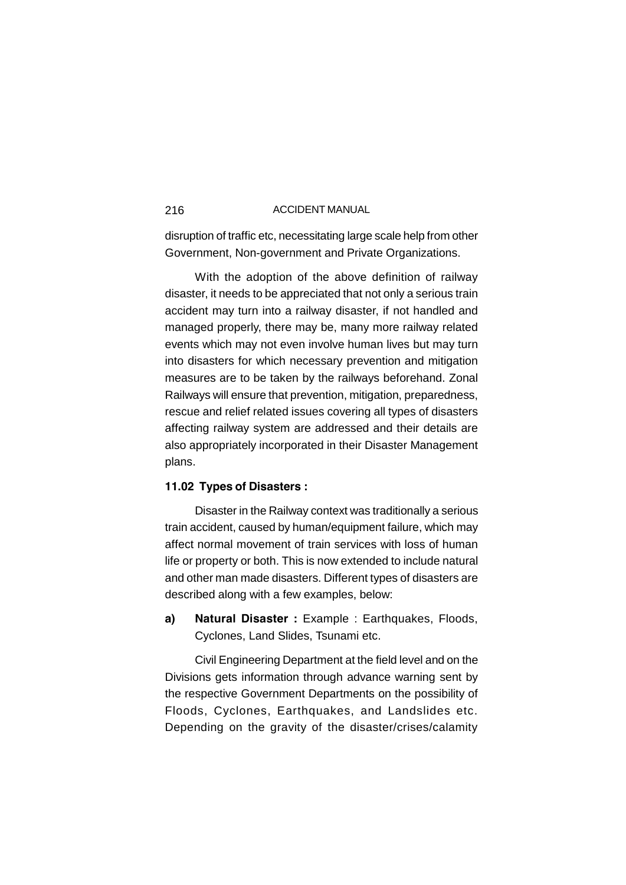disruption of traffic etc, necessitating large scale help from other Government, Non-government and Private Organizations.

With the adoption of the above definition of railway disaster, it needs to be appreciated that not only a serious train accident may turn into a railway disaster, if not handled and managed properly, there may be, many more railway related events which may not even involve human lives but may turn into disasters for which necessary prevention and mitigation measures are to be taken by the railways beforehand. Zonal Railways will ensure that prevention, mitigation, preparedness, rescue and relief related issues covering all types of disasters affecting railway system are addressed and their details are also appropriately incorporated in their Disaster Management plans.

**11.02 Types of Disasters :**

Disaster in the Railway context was traditionally a serious train accident, caused by human/equipment failure, which may affect normal movement of train services with loss of human life or property or both. This is now extended to include natural and other man made disasters. Different types of disasters are described along with a few examples, below:

**a) Natural Disaster :** Example : Earthquakes, Floods, Cyclones, Land Slides, Tsunami etc.

Civil Engineering Department at the field level and on the Divisions gets information through advance warning sent by the respective Government Departments on the possibility of Floods, Cyclones, Earthquakes, and Landslides etc. Depending on the gravity of the disaster/crises/calamity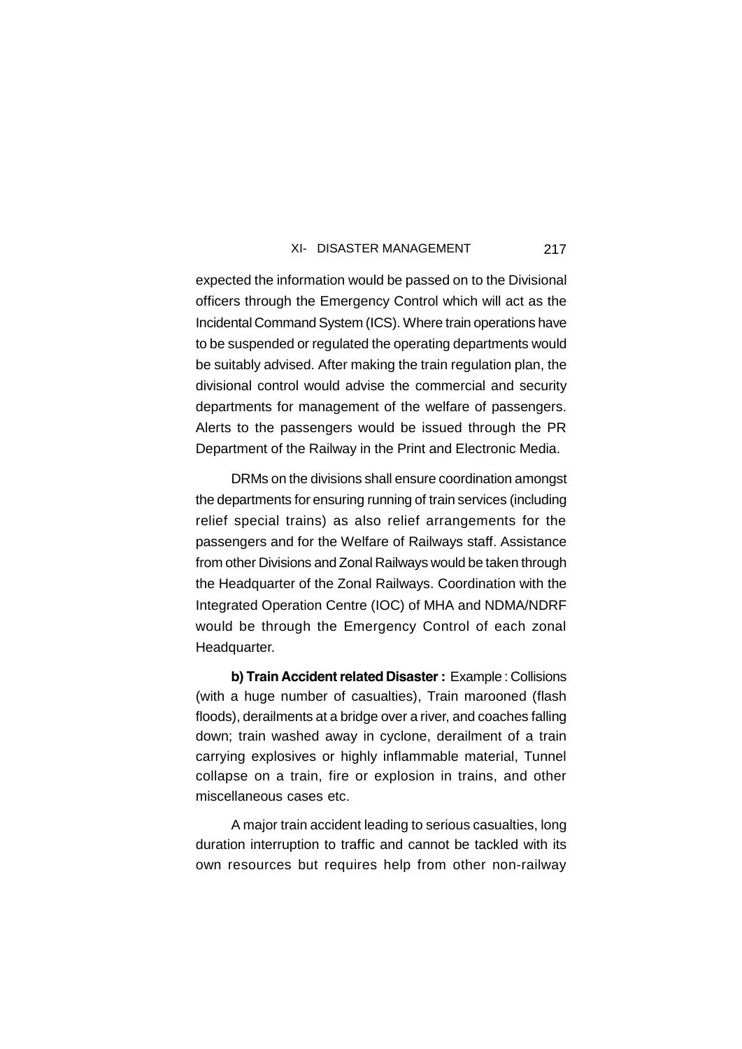expected the information would be passed on to the Divisional officers through the Emergency Control which will act as the Incidental Command System (ICS). Where train operations have to be suspended or regulated the operating departments would be suitably advised. After making the train regulation plan, the divisional control would advise the commercial and security departments for management of the welfare of passengers. Alerts to the passengers would be issued through the PR Department of the Railway in the Print and Electronic Media.

DRMs on the divisions shall ensure coordination amongst the departments for ensuring running of train services (including relief special trains) as also relief arrangements for the passengers and for the Welfare of Railways staff. Assistance from other Divisions and Zonal Railways would be taken through the Headquarter of the Zonal Railways. Coordination with the Integrated Operation Centre (IOC) of MHA and NDMA/NDRF would be through the Emergency Control of each zonal Headquarter.

**b) Train Accident related Disaster :** Example : Collisions (with a huge number of casualties), Train marooned (flash floods), derailments at a bridge over a river, and coaches falling down; train washed away in cyclone, derailment of a train carrying explosives or highly inflammable material, Tunnel collapse on a train, fire or explosion in trains, and other miscellaneous cases etc.

A major train accident leading to serious casualties, long duration interruption to traffic and cannot be tackled with its own resources but requires help from other non-railway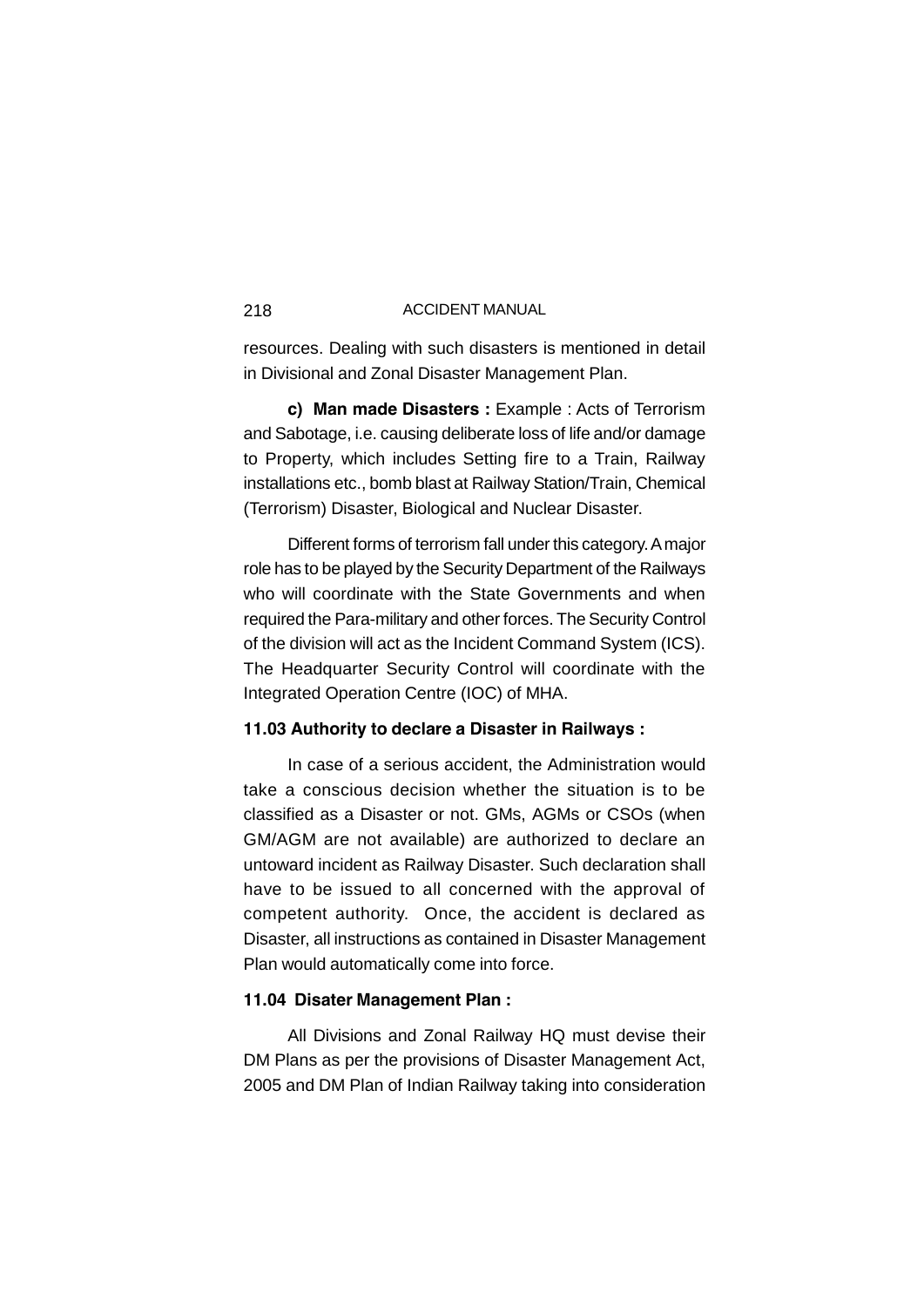resources. Dealing with such disasters is mentioned in detail in Divisional and Zonal Disaster Management Plan.

**c) Man made Disasters :** Example : Acts of Terrorism and Sabotage, i.e. causing deliberate loss of life and/or damage to Property, which includes Setting fire to a Train, Railway installations etc., bomb blast at Railway Station/Train, Chemical (Terrorism) Disaster, Biological and Nuclear Disaster.

Different forms of terrorism fall under this category. A major role has to be played by the Security Department of the Railways who will coordinate with the State Governments and when required the Para-military and other forces. The Security Control of the division will act as the Incident Command System (ICS). The Headquarter Security Control will coordinate with the Integrated Operation Centre (IOC) of MHA.

**11.03 Authority to declare a Disaster in Railways :**

In case of a serious accident, the Administration would take a conscious decision whether the situation is to be classified as a Disaster or not. GMs, AGMs or CSOs (when GM/AGM are not available) are authorized to declare an untoward incident as Railway Disaster. Such declaration shall have to be issued to all concerned with the approval of competent authority. Once, the accident is declared as Disaster, all instructions as contained in Disaster Management Plan would automatically come into force.

**11.04 Disater Management Plan :**

All Divisions and Zonal Railway HQ must devise their DM Plans as per the provisions of Disaster Management Act, 2005 and DM Plan of Indian Railway taking into consideration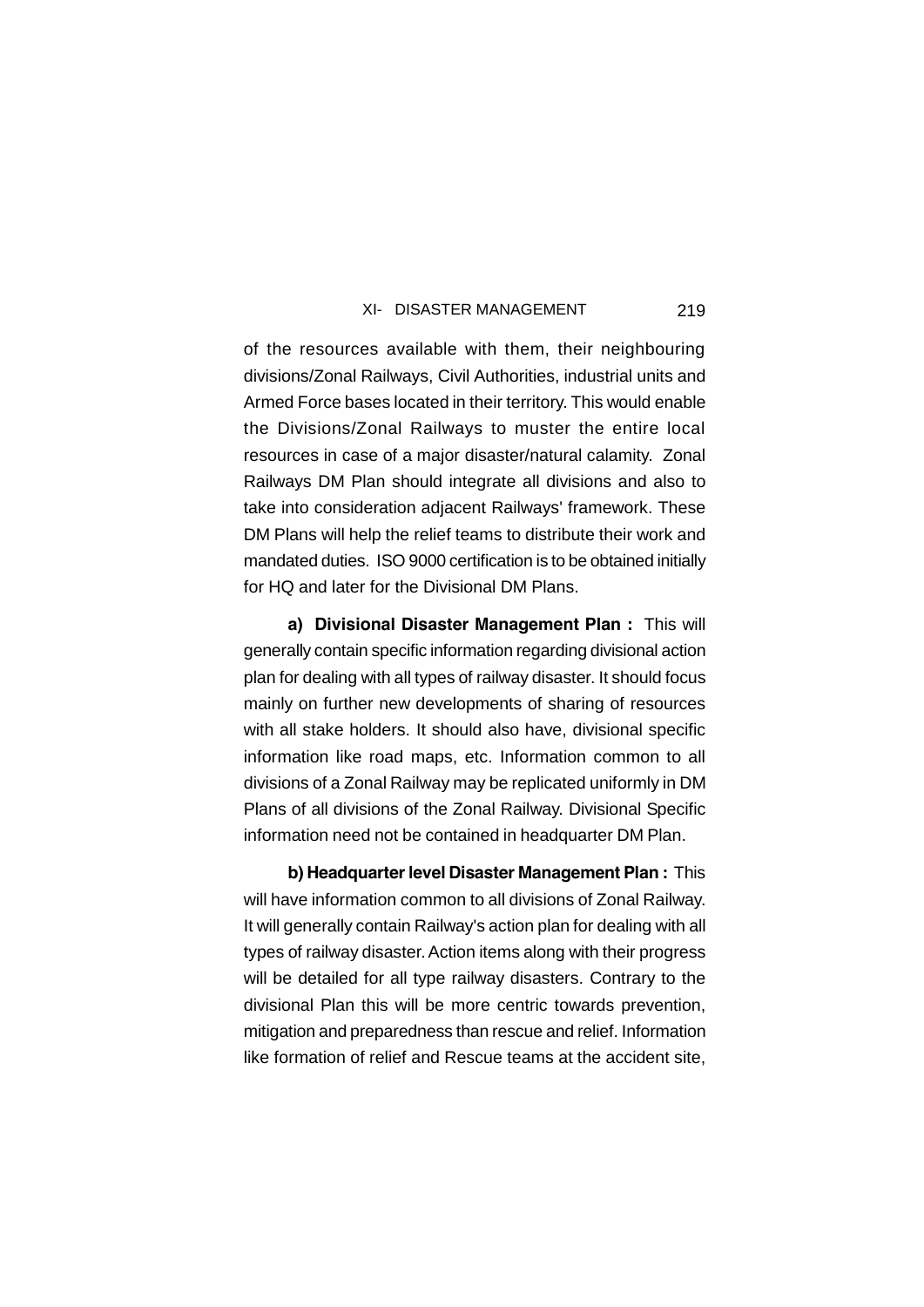of the resources available with them, their neighbouring divisions/Zonal Railways, Civil Authorities, industrial units and Armed Force bases located in their territory. This would enable the Divisions/Zonal Railways to muster the entire local resources in case of a major disaster/natural calamity. Zonal Railways DM Plan should integrate all divisions and also to take into consideration adjacent Railways' framework. These DM Plans will help the relief teams to distribute their work and mandated duties. ISO 9000 certification is to be obtained initially for HQ and later for the Divisional DM Plans.

**a) Divisional Disaster Management Plan :** This will generally contain specific information regarding divisional action plan for dealing with all types of railway disaster. It should focus mainly on further new developments of sharing of resources with all stake holders. It should also have, divisional specific information like road maps, etc. Information common to all divisions of a Zonal Railway may be replicated uniformly in DM Plans of all divisions of the Zonal Railway. Divisional Specific information need not be contained in headquarter DM Plan.

**b) Headquarter level Disaster Management Plan :** This will have information common to all divisions of Zonal Railway. It will generally contain Railway's action plan for dealing with all types of railway disaster. Action items along with their progress will be detailed for all type railway disasters. Contrary to the divisional Plan this will be more centric towards prevention, mitigation and preparedness than rescue and relief. Information like formation of relief and Rescue teams at the accident site,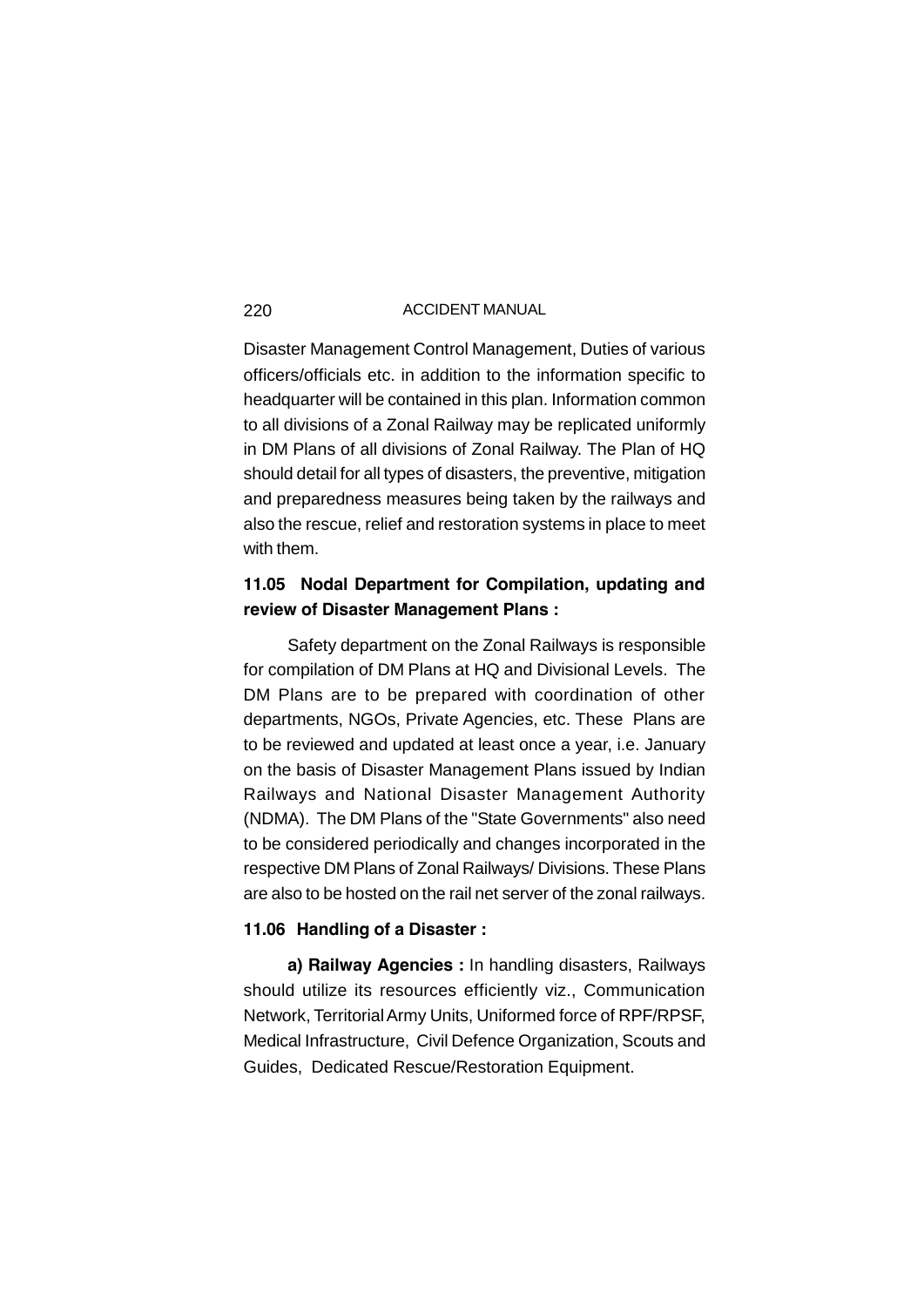Disaster Management Control Management, Duties of various officers/officials etc. in addition to the information specific to headquarter will be contained in this plan. Information common to all divisions of a Zonal Railway may be replicated uniformly in DM Plans of all divisions of Zonal Railway. The Plan of HQ should detail for all types of disasters, the preventive, mitigation and preparedness measures being taken by the railways and also the rescue, relief and restoration systems in place to meet with them.

### 11.05 Nodal Department for Compilation, updating and review of Disaster Management Plans :

Safety department on the Zonal Railways is responsible for compilation of DM Plans at HQ and Divisional Levels. The DM Plans are to be prepared with coordination of other departments, NGOs, Private Agencies, etc. These Plans are to be reviewed and updated at least once a year, i.e. January on the basis of Disaster Management Plans issued by Indian Railways and National Disaster Management Authority (NDMA). The DM Plans of the "State Governments" also need to be considered periodically and changes incorporated in the respective DM Plans of Zonal Railways/ Divisions. These Plans are also to be hosted on the rail net server of the zonal railways.

### 11.06 Handling of a Disaster :

**a) Railway Agencies :** In handling disasters, Railways should utilize its resources efficiently viz., Communication Network, Territorial Army Units, Uniformed force of RPF/RPSF, Medical Infrastructure, Civil Defence Organization, Scouts and Guides, Dedicated Rescue/Restoration Equipment.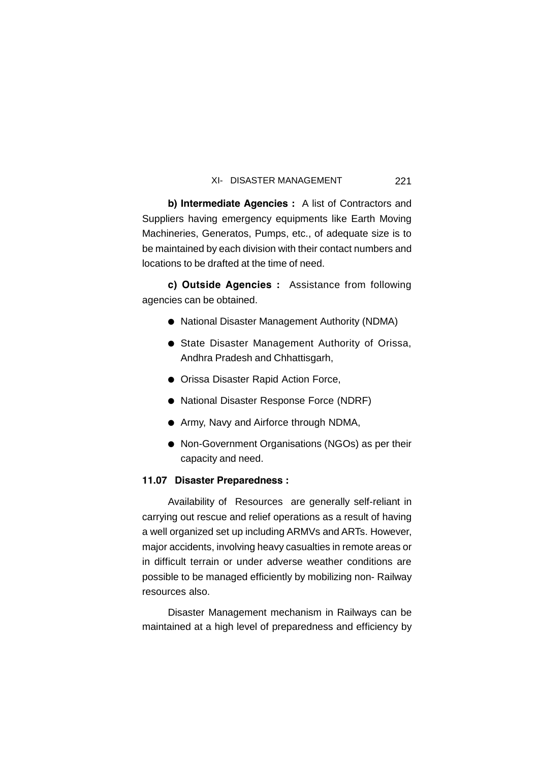**b) Intermediate Agencies :** A list of Contractors and Suppliers having emergency equipments like Earth Moving Machineries, Generatos, Pumps, etc., of adequate size is to be maintained by each division with their contact numbers and locations to be drafted at the time of need.

**c) Outside Agencies :** Assistance from following agencies can be obtained.

- National Disaster Management Authority (NDMA)
- State Disaster Management Authority of Orissa, Andhra Pradesh and Chhattisgarh,
- Orissa Disaster Rapid Action Force,
- National Disaster Response Force (NDRF)
- Army, Navy and Airforce through NDMA,
- Non-Government Organisations (NGOs) as per their capacity and need.

**11.07 Disaster Preparedness :**

Availability of Resources are generally self-reliant in carrying out rescue and relief operations as a result of having a well organized set up including ARMVs and ARTs. However, major accidents, involving heavy casualties in remote areas or in difficult terrain or under adverse weather conditions are possible to be managed efficiently by mobilizing non- Railway resources also.

Disaster Management mechanism in Railways can be maintained at a high level of preparedness and efficiency by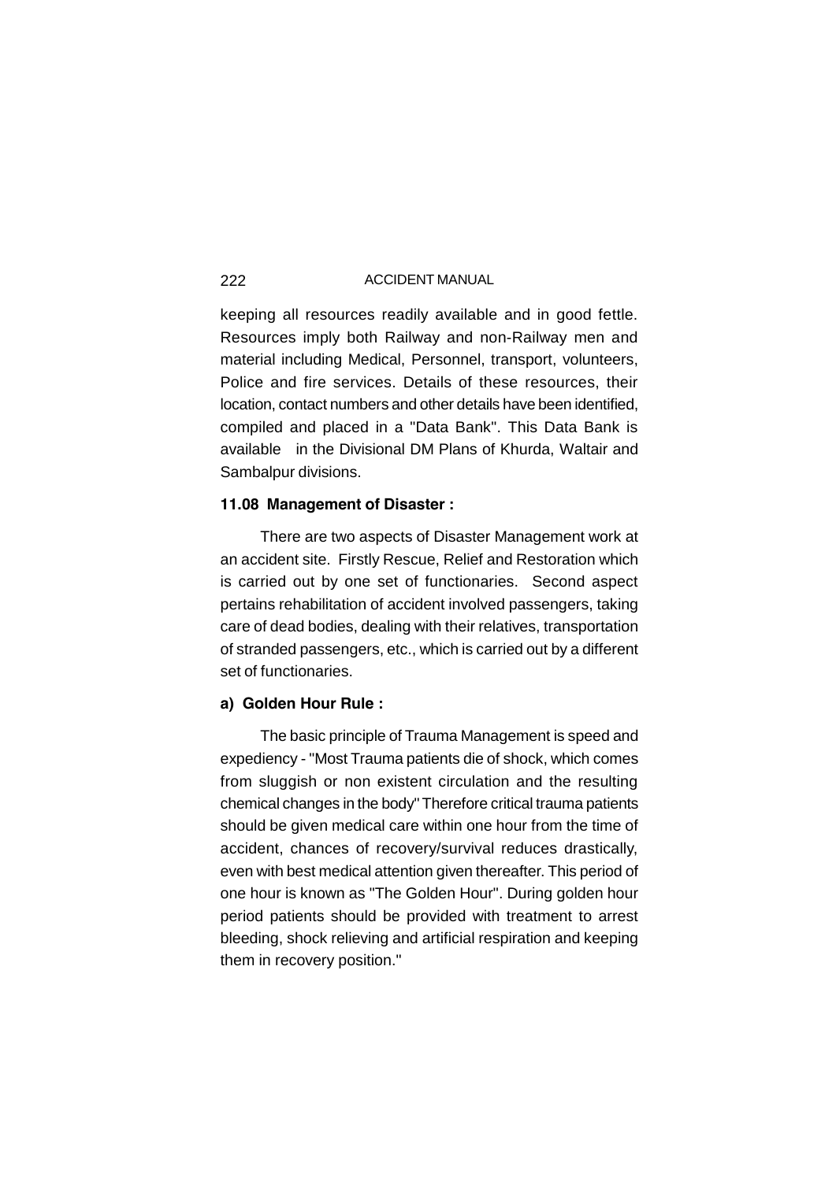keeping all resources readily available and in good fettle. Resources imply both Railway and non-Railway men and material including Medical, Personnel, transport, volunteers, Police and fire services. Details of these resources, their location, contact numbers and other details have been identified, compiled and placed in a "Data Bank". This Data Bank is available in the Divisional DM Plans of Khurda, Waltair and Sambalpur divisions.

**11.08 Management of Disaster :**

There are two aspects of Disaster Management work at an accident site. Firstly Rescue, Relief and Restoration which is carried out by one set of functionaries. Second aspect pertains rehabilitation of accident involved passengers, taking care of dead bodies, dealing with their relatives, transportation of stranded passengers, etc., which is carried out by a different set of functionaries.

**a) Golden Hour Rule :**

The basic principle of Trauma Management is speed and expediency - "Most Trauma patients die of shock, which comes from sluggish or non existent circulation and the resulting chemical changes in the body" Therefore critical trauma patients should be given medical care within one hour from the time of accident, chances of recovery/survival reduces drastically, even with best medical attention given thereafter. This period of one hour is known as "The Golden Hour". During golden hour period patients should be provided with treatment to arrest bleeding, shock relieving and artificial respiration and keeping them in recovery position."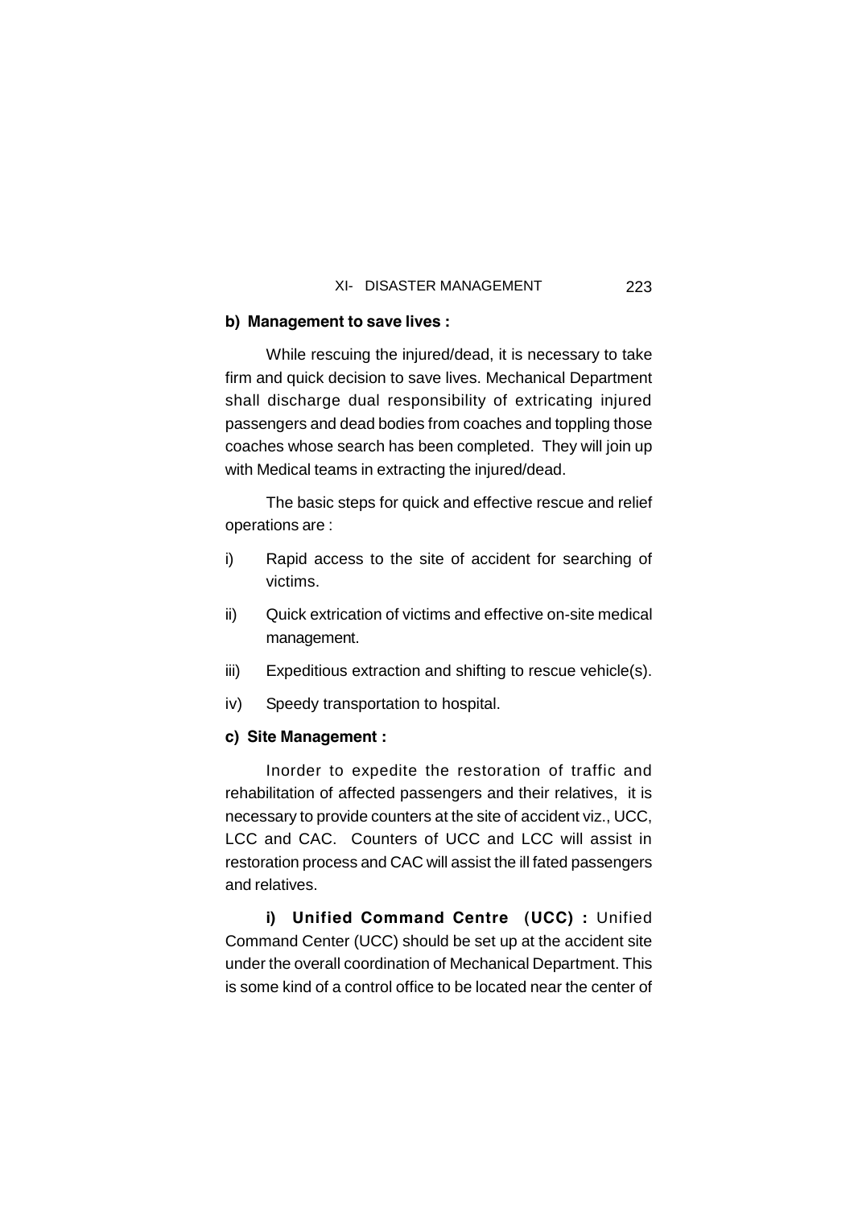**b) Management to save lives :**

While rescuing the injured/dead, it is necessary to take firm and quick decision to save lives. Mechanical Department shall discharge dual responsibility of extricating injured passengers and dead bodies from coaches and toppling those coaches whose search has been completed. They will join up with Medical teams in extracting the injured/dead.

The basic steps for quick and effective rescue and relief operations are :

i) Rapid access to the site of accident for searching of victims.

ii) Quick extrication of victims and effective on-site medical management.

iii) Expeditious extraction and shifting to rescue vehicle(s).

iv) Speedy transportation to hospital.

**c) Site Management :**

Inorder to expedite the restoration of traffic and rehabilitation of affected passengers and their relatives, it is necessary to provide counters at the site of accident viz., UCC, LCC and CAC. Counters of UCC and LCC will assist in restoration process and CAC will assist the ill fated passengers and relatives.

**i) Unified Command Centre (UCC) :** Unified Command Center (UCC) should be set up at the accident site under the overall coordination of Mechanical Department. This is some kind of a control office to be located near the center of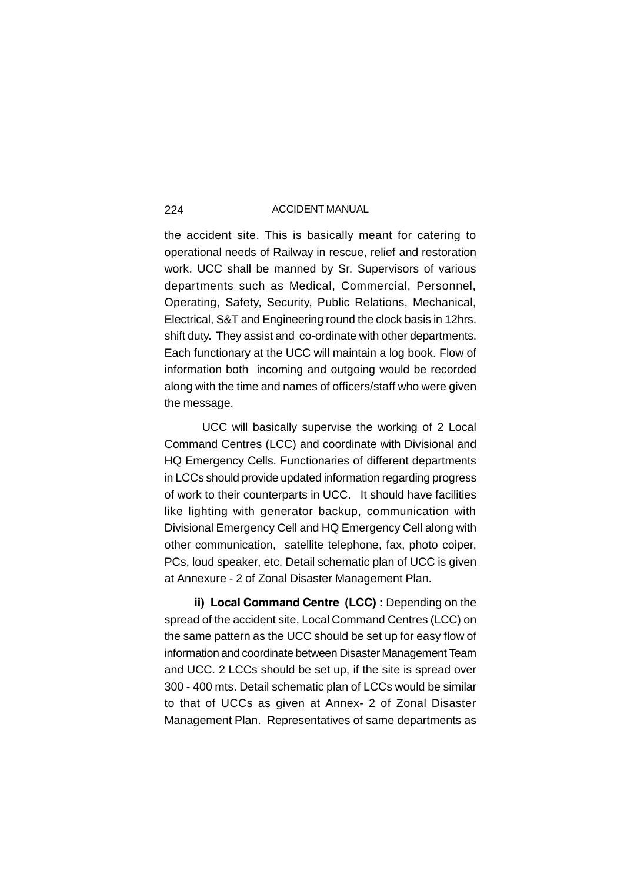the accident site. This is basically meant for catering to operational needs of Railway in rescue, relief and restoration work. UCC shall be manned by Sr. Supervisors of various departments such as Medical, Commercial, Personnel, Operating, Safety, Security, Public Relations, Mechanical, Electrical, S&T and Engineering round the clock basis in 12hrs. shift duty. They assist and co-ordinate with other departments. Each functionary at the UCC will maintain a log book. Flow of information both incoming and outgoing would be recorded along with the time and names of officers/staff who were given the message.

UCC will basically supervise the working of 2 Local Command Centres (LCC) and coordinate with Divisional and HQ Emergency Cells. Functionaries of different departments in LCCs should provide updated information regarding progress of work to their counterparts in UCC. It should have facilities like lighting with generator backup, communication with Divisional Emergency Cell and HQ Emergency Cell along with other communication, satellite telephone, fax, photo coiper, PCs, loud speaker, etc. Detail schematic plan of UCC is given at Annexure - 2 of Zonal Disaster Management Plan.

**ii) Local Command Centre (LCC) :** Depending on the spread of the accident site, Local Command Centres (LCC) on the same pattern as the UCC should be set up for easy flow of information and coordinate between Disaster Management Team and UCC. 2 LCCs should be set up, if the site is spread over 300 - 400 mts. Detail schematic plan of LCCs would be similar to that of UCCs as given at Annex- 2 of Zonal Disaster Management Plan. Representatives of same departments as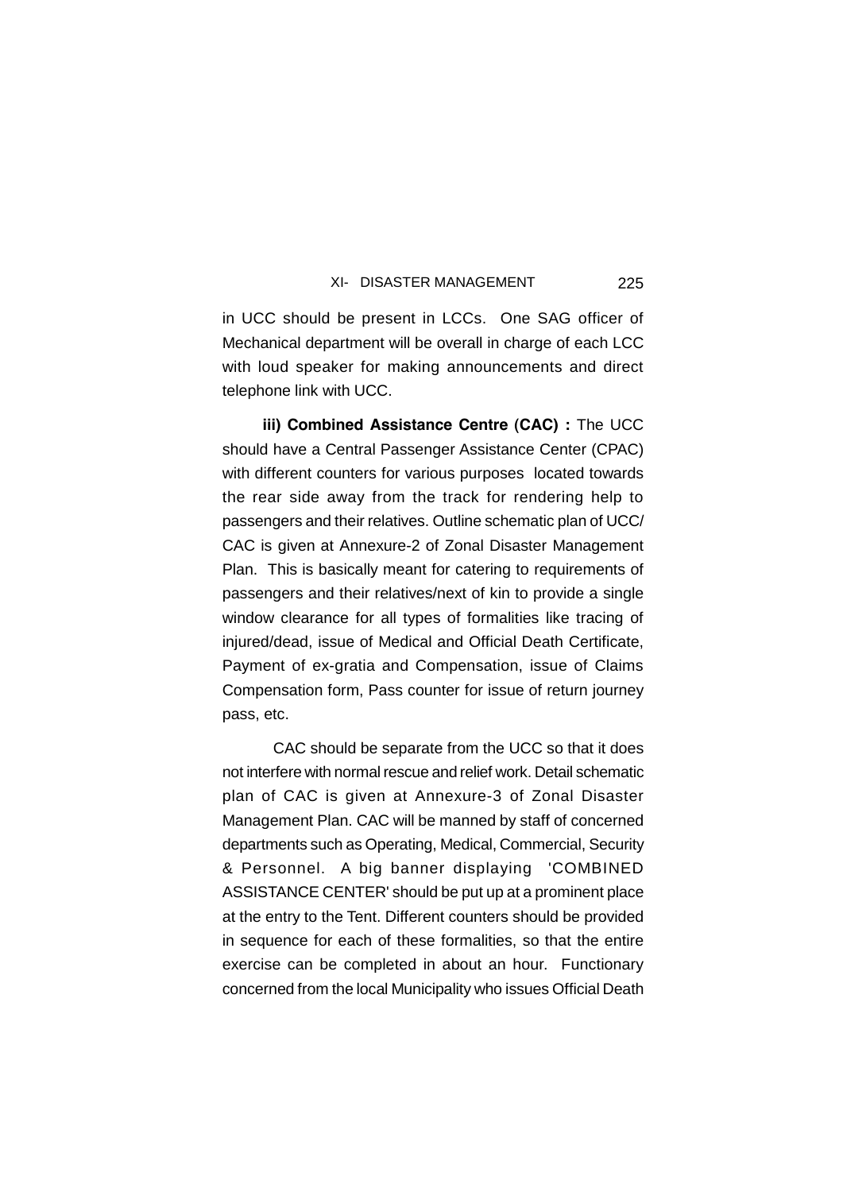in UCC should be present in LCCs. One SAG officer of Mechanical department will be overall in charge of each LCC with loud speaker for making announcements and direct telephone link with UCC.

**iii) Combined Assistance Centre (CAC) :** The UCC should have a Central Passenger Assistance Center (CPAC) with different counters for various purposes located towards the rear side away from the track for rendering help to passengers and their relatives. Outline schematic plan of UCC/ CAC is given at Annexure-2 of Zonal Disaster Management Plan. This is basically meant for catering to requirements of passengers and their relatives/next of kin to provide a single window clearance for all types of formalities like tracing of injured/dead, issue of Medical and Official Death Certificate, Payment of ex-gratia and Compensation, issue of Claims Compensation form, Pass counter for issue of return journey pass, etc.

CAC should be separate from the UCC so that it does not interfere with normal rescue and relief work. Detail schematic plan of CAC is given at Annexure-3 of Zonal Disaster Management Plan. CAC will be manned by staff of concerned departments such as Operating, Medical, Commercial, Security & Personnel. A big banner displaying 'COMBINED ASSISTANCE CENTER' should be put up at a prominent place at the entry to the Tent. Different counters should be provided in sequence for each of these formalities, so that the entire exercise can be completed in about an hour. Functionary concerned from the local Municipality who issues Official Death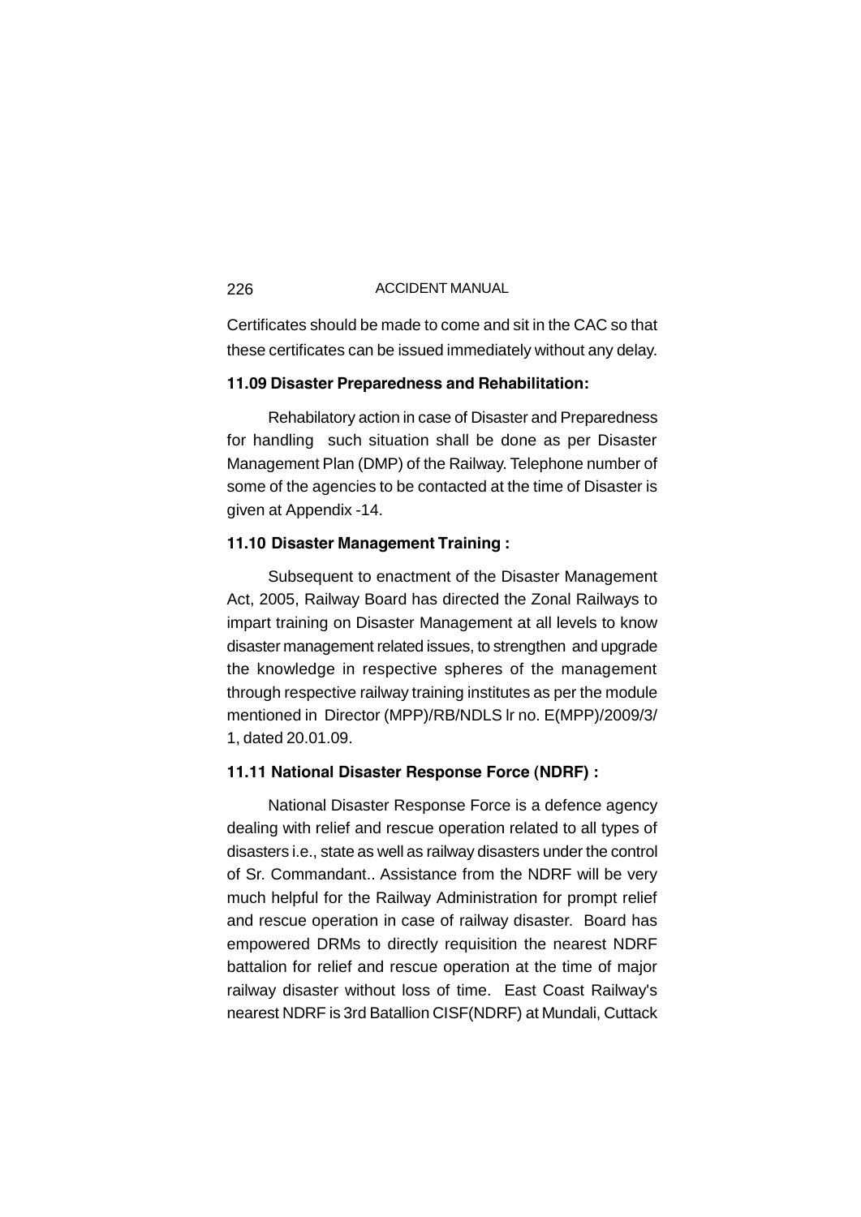Certificates should be made to come and sit in the CAC so that these certificates can be issued immediately without any delay.

**11.09 Disaster Preparedness and Rehabilitation:**

Rehabilatory action in case of Disaster and Preparedness for handling such situation shall be done as per Disaster Management Plan (DMP) of the Railway. Telephone number of some of the agencies to be contacted at the time of Disaster is given at Appendix -14.

**11.10 Disaster Management Training :**

Subsequent to enactment of the Disaster Management Act, 2005, Railway Board has directed the Zonal Railways to impart training on Disaster Management at all levels to know disaster management related issues, to strengthen and upgrade the knowledge in respective spheres of the management through respective railway training institutes as per the module mentioned in Director (MPP)/RB/NDLS lr no. E(MPP)/2009/3/1, dated 20.01.09.

**11.11 National Disaster Response Force (NDRF) :**

National Disaster Response Force is a defence agency dealing with relief and rescue operation related to all types of disasters i.e., state as well as railway disasters under the control of Sr. Commandant.. Assistance from the NDRF will be very much helpful for the Railway Administration for prompt relief and rescue operation in case of railway disaster. Board has empowered DRMs to directly requisition the nearest NDRF battalion for relief and rescue operation at the time of major railway disaster without loss of time. East Coast Railway's nearest NDRF is 3rd Batallion CISF(NDRF) at Mundali, Cuttack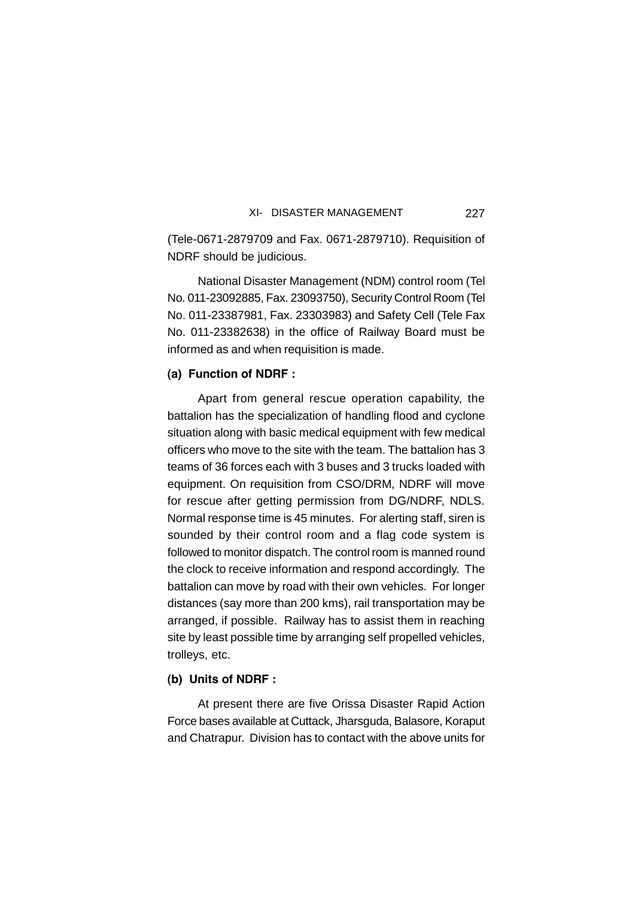(Tele-0671-2879709 and Fax. 0671-2879710). Requisition of NDRF should be judicious.

National Disaster Management (NDM) control room (Tel No. 011-23092885, Fax. 23093750), Security Control Room (Tel No. 011-23387981, Fax. 23303983) and Safety Cell (Tele Fax No. 011-23382638) in the office of Railway Board must be informed as and when requisition is made.

**(a) Function of NDRF :**

Apart from general rescue operation capability, the battalion has the specialization of handling flood and cyclone situation along with basic medical equipment with few medical officers who move to the site with the team. The battalion has 3 teams of 36 forces each with 3 buses and 3 trucks loaded with equipment. On requisition from CSO/DRM, NDRF will move for rescue after getting permission from DG/NDRF, NDLS. Normal response time is 45 minutes. For alerting staff, siren is sounded by their control room and a flag code system is followed to monitor dispatch. The control room is manned round the clock to receive information and respond accordingly. The battalion can move by road with their own vehicles. For longer distances (say more than 200 kms), rail transportation may be arranged, if possible. Railway has to assist them in reaching site by least possible time by arranging self propelled vehicles, trolleys, etc.

**(b) Units of NDRF :**

At present there are five Orissa Disaster Rapid Action Force bases available at Cuttack, Jharsguda, Balasore, Koraput and Chatrapur. Division has to contact with the above units for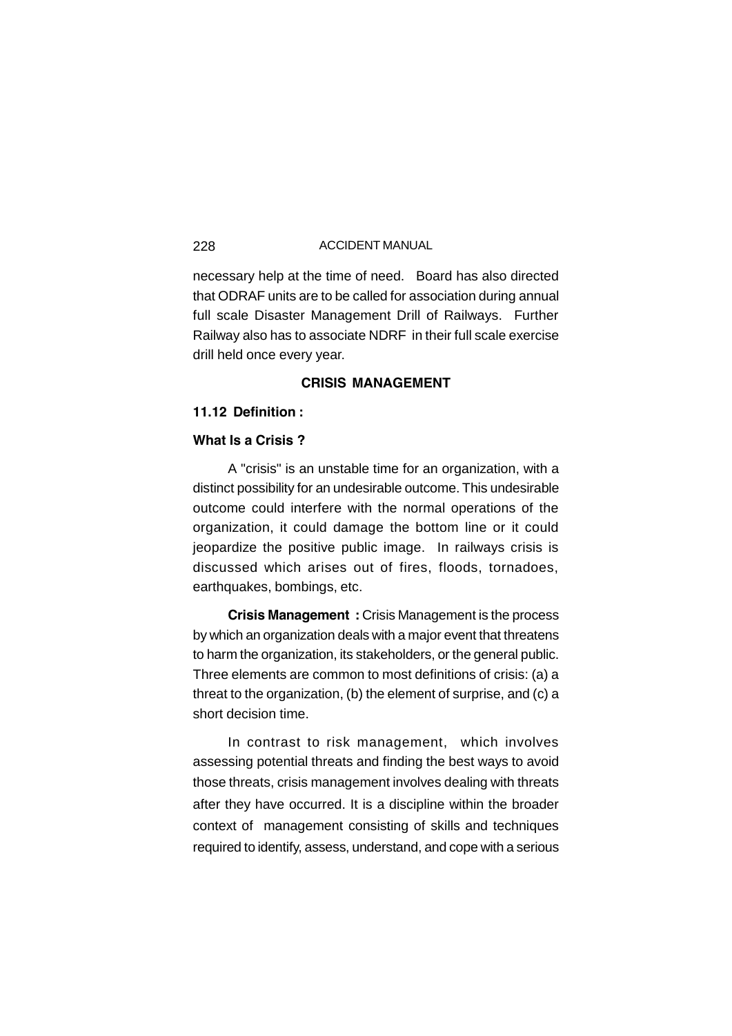necessary help at the time of need. Board has also directed that ODRAF units are to be called for association during annual full scale Disaster Management Drill of Railways. Further Railway also has to associate NDRF in their full scale exercise drill held once every year.

## CRISIS MANAGEMENT

### 11.12 Definition :

**What Is a Crisis ?**

A "crisis" is an unstable time for an organization, with a distinct possibility for an undesirable outcome. This undesirable outcome could interfere with the normal operations of the organization, it could damage the bottom line or it could jeopardize the positive public image. In railways crisis is discussed which arises out of fires, floods, tornadoes, earthquakes, bombings, etc.

**Crisis Management :** Crisis Management is the process by which an organization deals with a major event that threatens to harm the organization, its stakeholders, or the general public. Three elements are common to most definitions of crisis: (a) a threat to the organization, (b) the element of surprise, and (c) a short decision time.

In contrast to risk management, which involves assessing potential threats and finding the best ways to avoid those threats, crisis management involves dealing with threats after they have occurred. It is a discipline within the broader context of management consisting of skills and techniques required to identify, assess, understand, and cope with a serious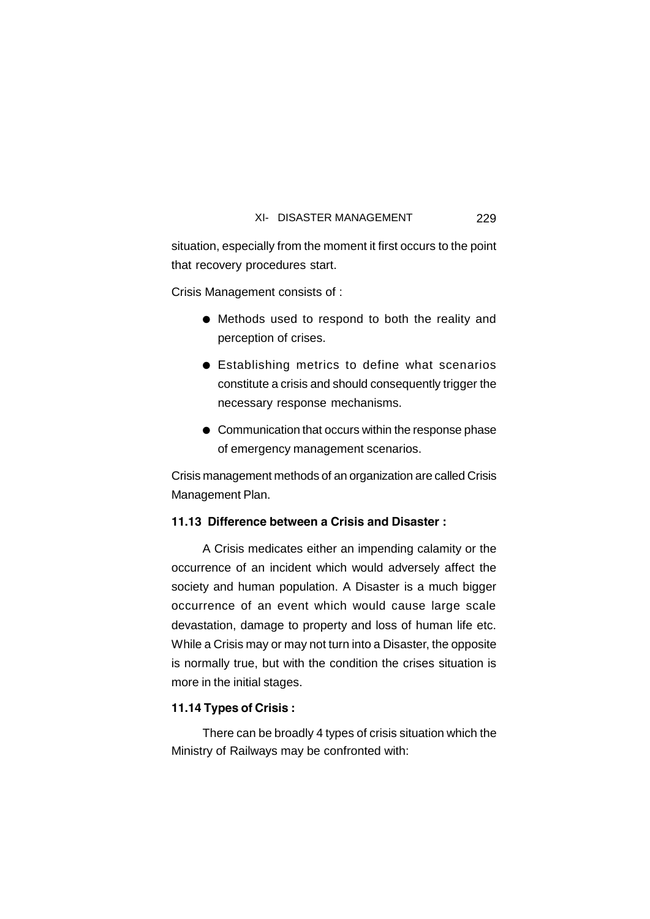situation, especially from the moment it first occurs to the point that recovery procedures start.

Crisis Management consists of :

- Methods used to respond to both the reality and perception of crises.
- Establishing metrics to define what scenarios constitute a crisis and should consequently trigger the necessary response mechanisms.
- Communication that occurs within the response phase of emergency management scenarios.

Crisis management methods of an organization are called Crisis Management Plan.

### 11.13 Difference between a Crisis and Disaster :

A Crisis medicates either an impending calamity or the occurrence of an incident which would adversely affect the society and human population. A Disaster is a much bigger occurrence of an event which would cause large scale devastation, damage to property and loss of human life etc. While a Crisis may or may not turn into a Disaster, the opposite is normally true, but with the condition the crises situation is more in the initial stages.

### 11.14 Types of Crisis :

There can be broadly 4 types of crisis situation which the Ministry of Railways may be confronted with: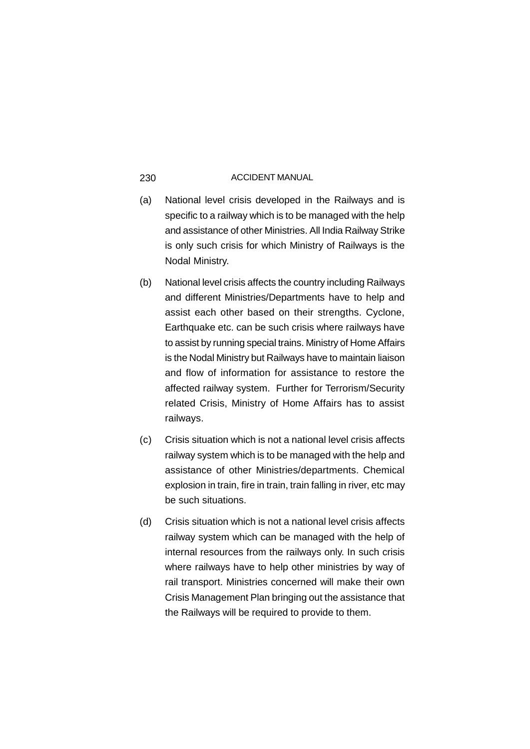(a) National level crisis developed in the Railways and is specific to a railway which is to be managed with the help and assistance of other Ministries. All India Railway Strike is only such crisis for which Ministry of Railways is the Nodal Ministry.

(b) National level crisis affects the country including Railways and different Ministries/Departments have to help and assist each other based on their strengths. Cyclone, Earthquake etc. can be such crisis where railways have to assist by running special trains. Ministry of Home Affairs is the Nodal Ministry but Railways have to maintain liaison and flow of information for assistance to restore the affected railway system. Further for Terrorism/Security related Crisis, Ministry of Home Affairs has to assist railways.

(c) Crisis situation which is not a national level crisis affects railway system which is to be managed with the help and assistance of other Ministries/departments. Chemical explosion in train, fire in train, train falling in river, etc may be such situations.

(d) Crisis situation which is not a national level crisis affects railway system which can be managed with the help of internal resources from the railways only. In such crisis where railways have to help other ministries by way of rail transport. Ministries concerned will make their own Crisis Management Plan bringing out the assistance that the Railways will be required to provide to them.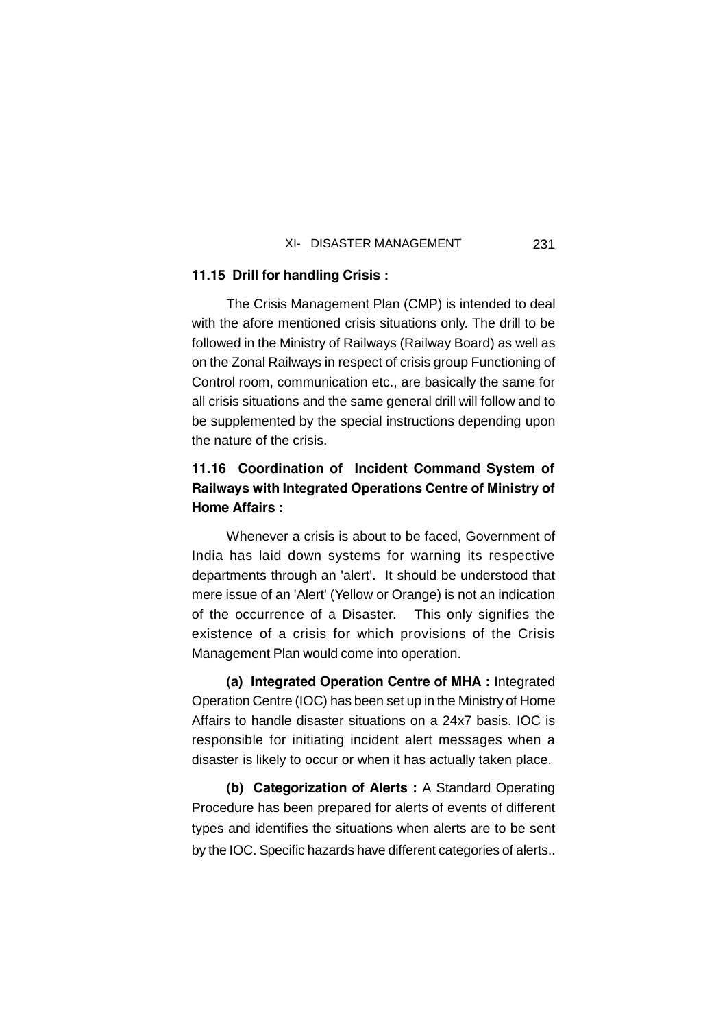### 11.15 Drill for handling Crisis :

The Crisis Management Plan (CMP) is intended to deal with the afore mentioned crisis situations only. The drill to be followed in the Ministry of Railways (Railway Board) as well as on the Zonal Railways in respect of crisis group Functioning of Control room, communication etc., are basically the same for all crisis situations and the same general drill will follow and to be supplemented by the special instructions depending upon the nature of the crisis.

### 11.16 Coordination of Incident Command System of Railways with Integrated Operations Centre of Ministry of Home Affairs :

Whenever a crisis is about to be faced, Government of India has laid down systems for warning its respective departments through an 'alert'. It should be understood that mere issue of an 'Alert' (Yellow or Orange) is not an indication of the occurrence of a Disaster. This only signifies the existence of a crisis for which provisions of the Crisis Management Plan would come into operation.

**(a) Integrated Operation Centre of MHA :** Integrated Operation Centre (IOC) has been set up in the Ministry of Home Affairs to handle disaster situations on a 24x7 basis. IOC is responsible for initiating incident alert messages when a disaster is likely to occur or when it has actually taken place.

**(b) Categorization of Alerts :** A Standard Operating Procedure has been prepared for alerts of events of different types and identifies the situations when alerts are to be sent by the IOC. Specific hazards have different categories of alerts..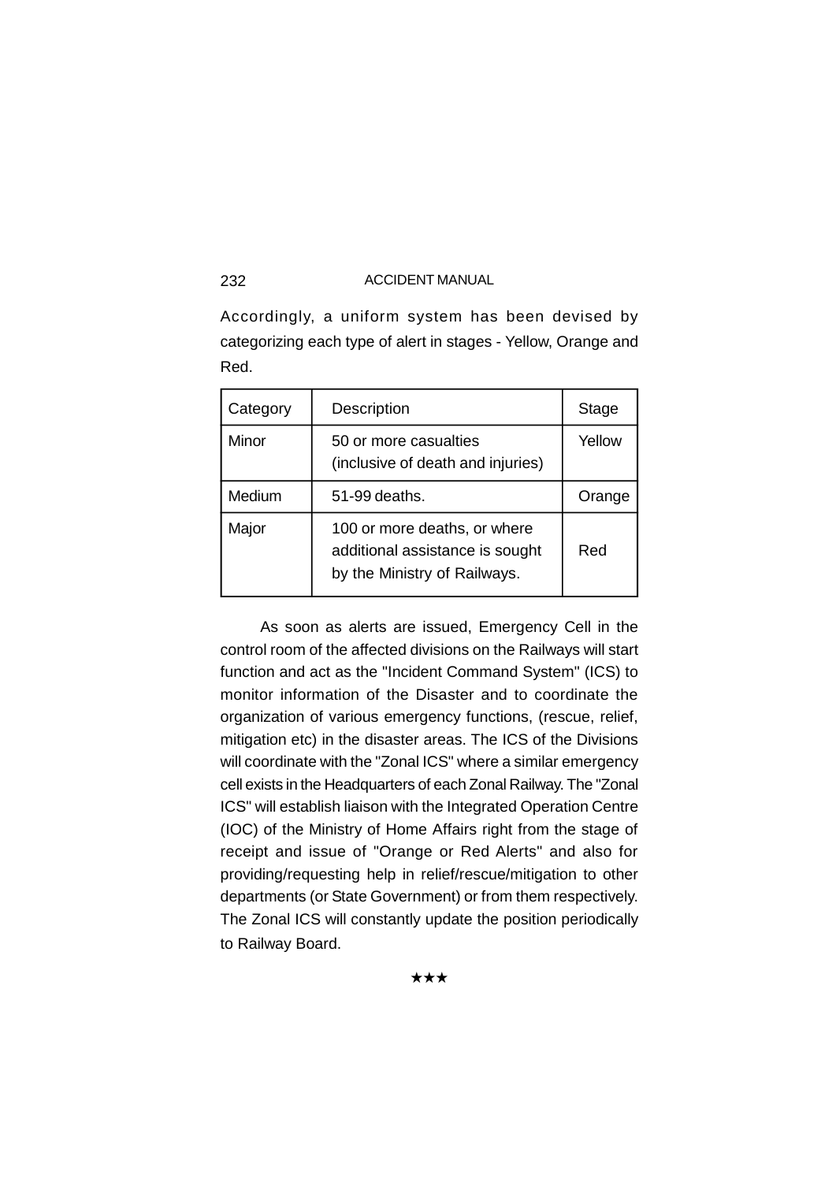Accordingly, a uniform system has been devised by categorizing each type of alert in stages - Yellow, Orange and Red.

| Category | Description | Stage |
|---|---|---|
| Minor | 50 or more casualties (inclusive of death and injuries) | Yellow |
| Medium | 51-99 deaths. | Orange |
| Major | 100 or more deaths, or where additional assistance is sought by the Ministry of Railways. | Red |

As soon as alerts are issued, Emergency Cell in the control room of the affected divisions on the Railways will start function and act as the "Incident Command System" (ICS) to monitor information of the Disaster and to coordinate the organization of various emergency functions, (rescue, relief, mitigation etc) in the disaster areas. The ICS of the Divisions will coordinate with the "Zonal ICS" where a similar emergency cell exists in the Headquarters of each Zonal Railway. The "Zonal ICS" will establish liaison with the Integrated Operation Centre (IOC) of the Ministry of Home Affairs right from the stage of receipt and issue of "Orange or Red Alerts" and also for providing/requesting help in relief/rescue/mitigation to other departments (or State Government) or from them respectively. The Zonal ICS will constantly update the position periodically to Railway Board.

★★★